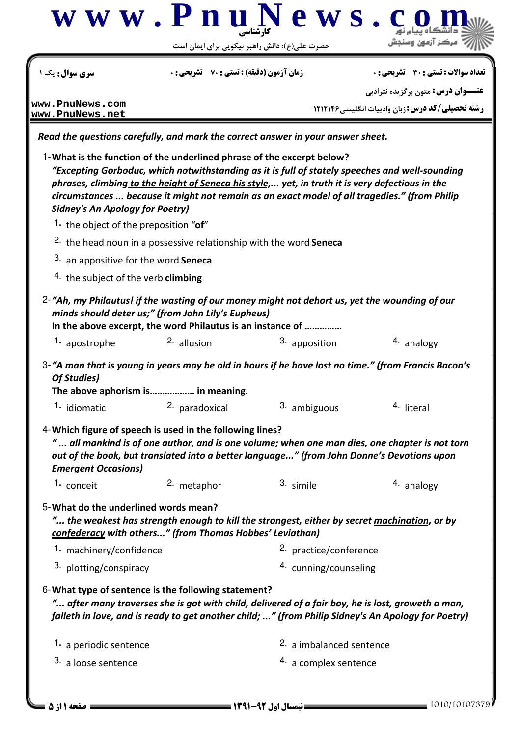کارشناسی

حضرت علی(ع): دانش راهبر نیکویی برای ایمان است

| سری سوال: یک ۱ | زمان آزمون (دقیقه) : تستی : ۷۰ تشریحی : ۰ | تعداد سوالات : تستی : ۳۰ تشریحی : ۰ |
| --- | --- | --- |
| | | عنـــوان درس: متون برگزیده نثرادبی |
| | | رشته تحصیلی/کد درس: زبان وادبیات انگلیسی ۱۲۱۲۱۴۶ |

*Read the questions carefully, and mark the correct answer in your answer sheet.*

1- **What is the function of the underlined phrase of the excerpt below?**
***"Excepting Gorboduc, which notwithstanding as it is full of stately speeches and well-sounding phrases, climbing to the height of Seneca his style,... yet, in truth it is very defectious in the circumstances ... because it might not remain as an exact model of all tragedies." (from Philip Sidney's An Apology for Poetry)***

1. the object of the preposition "**of**"
2. the head noun in a possessive relationship with the word **Seneca**
3. an appositive for the word **Seneca**
4. the subject of the verb **climbing**

2- ***"Ah, my Philautus! if the wasting of our money might not dehort us, yet the wounding of our minds should deter us;" (from John Lily's Eupheus)***
**In the above excerpt, the word Philautus is an instance of ...............**

1. apostrophe
2. allusion
3. apposition
4. analogy

3- ***"A man that is young in years may be old in hours if he have lost no time." (from Francis Bacon's Of Studies)***
**The above aphorism is.................. in meaning.**

1. idiomatic
2. paradoxical
3. ambiguous
4. literal

4- **Which figure of speech is used in the following lines?**
***"... all mankind is of one author, and is one volume; when one man dies, one chapter is not torn out of the book, but translated into a better language..." (from John Donne's Devotions upon Emergent Occasions)***

1. conceit
2. metaphor
3. simile
4. analogy

5- **What do the underlined words mean?**
***"... the weakest has strength enough to kill the strongest, either by secret machination, or by confederacy with others..." (from Thomas Hobbes' Leviathan)***

1. machinery/confidence
2. practice/conference
3. plotting/conspiracy
4. cunning/counseling

6- **What type of sentence is the following statement?**
***"... after many traverses she is got with child, delivered of a fair boy, he is lost, groweth a man, falleth in love, and is ready to get another child; ..." (from Philip Sidney's An Apology for Poetry)***

1. a periodic sentence
2. a imbalanced sentence
3. a loose sentence
4. a complex sentence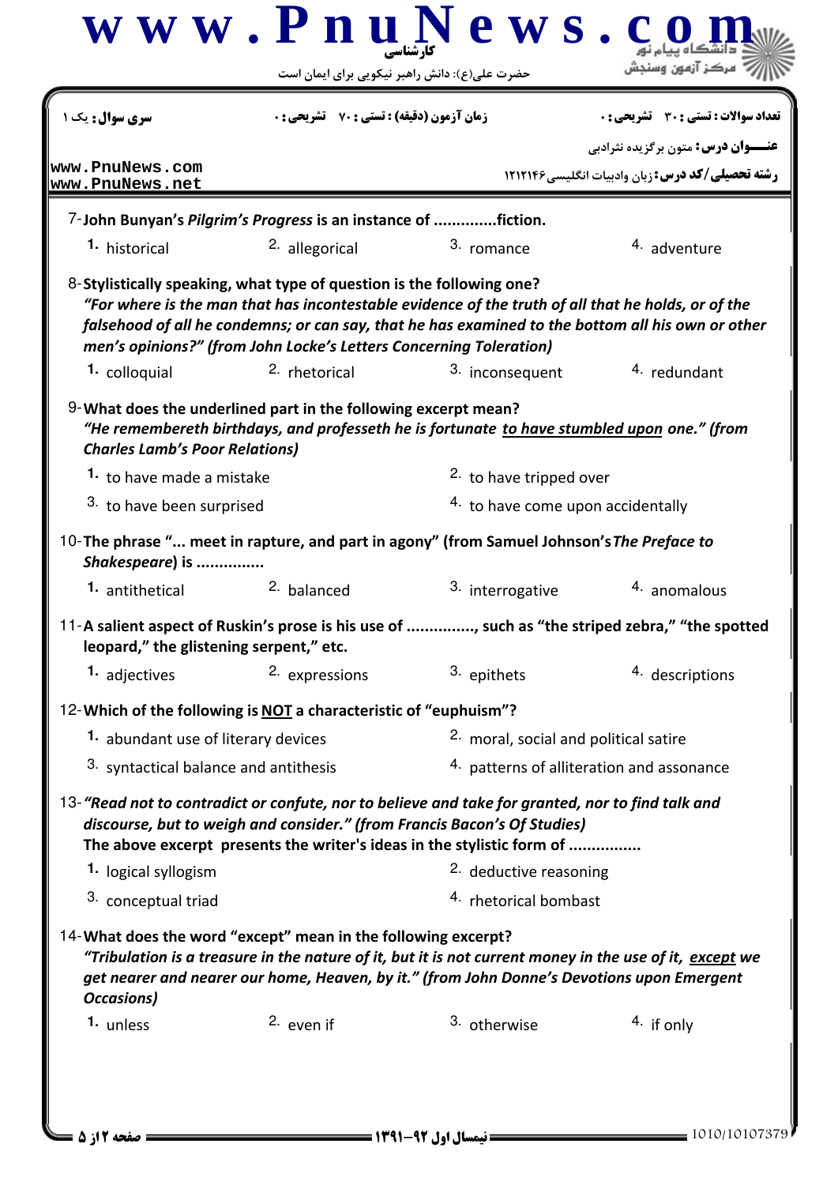| سری سوال: یک ۱ | زمان آزمون (دقیقه) : تستی : ۷۰ تشریحی : ۰ | تعداد سوالات : تستی : ۳۰ تشریحی : ۰ |
|---|---|---|
| www.PnuNews.com | | عنـــوان درس: متون برگزیده نثرادبی |
| www.PnuNews.net | | رشته تحصیلی/کد درس: زبان وادبیات انگلیسی ۱۲۱۲۱۴۶ |

7- **John Bunyan's *Pilgrim's Progress* is an instance of ..............fiction.**

1. historical
2. allegorical
3. romance
4. adventure

8- **Stylistically speaking, what type of question is the following one?**
***"For where is the man that has incontestable evidence of the truth of all that he holds, or of the falsehood of all he condemns; or can say, that he has examined to the bottom all his own or other men's opinions?" (from John Locke's Letters Concerning Toleration)***

1. colloquial
2. rhetorical
3. inconsequent
4. redundant

9- **What does the underlined part in the following excerpt mean?**
***"He remembereth birthdays, and professeth he is fortunate <u>to have stumbled upon</u> one." (from Charles Lamb's Poor Relations)***

1. to have made a mistake
2. to have tripped over
3. to have been surprised
4. to have come upon accidentally

10- **The phrase "... meet in rapture, and part in agony" (from Samuel Johnson's *The Preface to Shakespeare*) is ...............**

1. antithetical
2. balanced
3. interrogative
4. anomalous

11- **A salient aspect of Ruskin's prose is his use of ..............., such as "the striped zebra," "the spotted leopard," the glistening serpent," etc.**

1. adjectives
2. expressions
3. epithets
4. descriptions

12- **Which of the following is <u>NOT</u> a characteristic of "euphuism"?**

1. abundant use of literary devices
2. moral, social and political satire
3. syntactical balance and antithesis
4. patterns of alliteration and assonance

13- ***"Read not to contradict or confute, nor to believe and take for granted, nor to find talk and discourse, but to weigh and consider." (from Francis Bacon's Of Studies)***
**The above excerpt presents the writer's ideas in the stylistic form of ................**

1. logical syllogism
2. deductive reasoning
3. conceptual triad
4. rhetorical bombast

14- **What does the word "except" mean in the following excerpt?**
***"Tribulation is a treasure in the nature of it, but it is not current money in the use of it, <u>except</u> we get nearer and nearer our home, Heaven, by it." (from John Donne's Devotions upon Emergent Occasions)***

1. unless
2. even if
3. otherwise
4. if only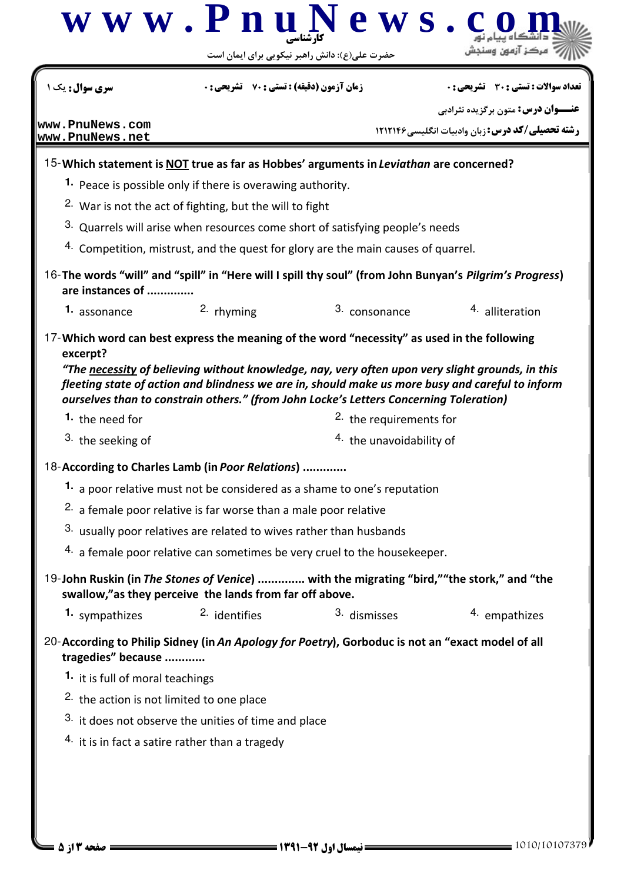15-**Which statement is NOT true as far as Hobbes' arguments in *Leviathan* are concerned?**

1. Peace is possible only if there is overawing authority.
2. War is not the act of fighting, but the will to fight
3. Quarrels will arise when resources come short of satisfying people's needs
4. Competition, mistrust, and the quest for glory are the main causes of quarrel.

16-**The words "will" and "spill" in "Here will I spill thy soul" (from John Bunyan's *Pilgrim's Progress*) are instances of ..............**

1. assonance
2. rhyming
3. consonance
4. alliteration

17-**Which word can best express the meaning of the word "necessity" as used in the following excerpt?**

***"The necessity of believing without knowledge, nay, very often upon very slight grounds, in this fleeting state of action and blindness we are in, should make us more busy and careful to inform ourselves than to constrain others." (from John Locke's Letters Concerning Toleration)***

1. the need for
2. the requirements for
3. the seeking of
4. the unavoidability of

18-**According to Charles Lamb (in *Poor Relations*) .............**

1. a poor relative must not be considered as a shame to one's reputation
2. a female poor relative is far worse than a male poor relative
3. usually poor relatives are related to wives rather than husbands
4. a female poor relative can sometimes be very cruel to the housekeeper.

19-**John Ruskin (in *The Stones of Venice*) .............. with the migrating "bird,""the stork," and "the swallow,"as they perceive the lands from far off above.**

1. sympathizes
2. identifies
3. dismisses
4. empathizes

20-**According to Philip Sidney (in *An Apology for Poetry*), Gorboduc is not an "exact model of all tragedies" because ............**

1. it is full of moral teachings
2. the action is not limited to one place
3. it does not observe the unities of time and place
4. it is in fact a satire rather than a tragedy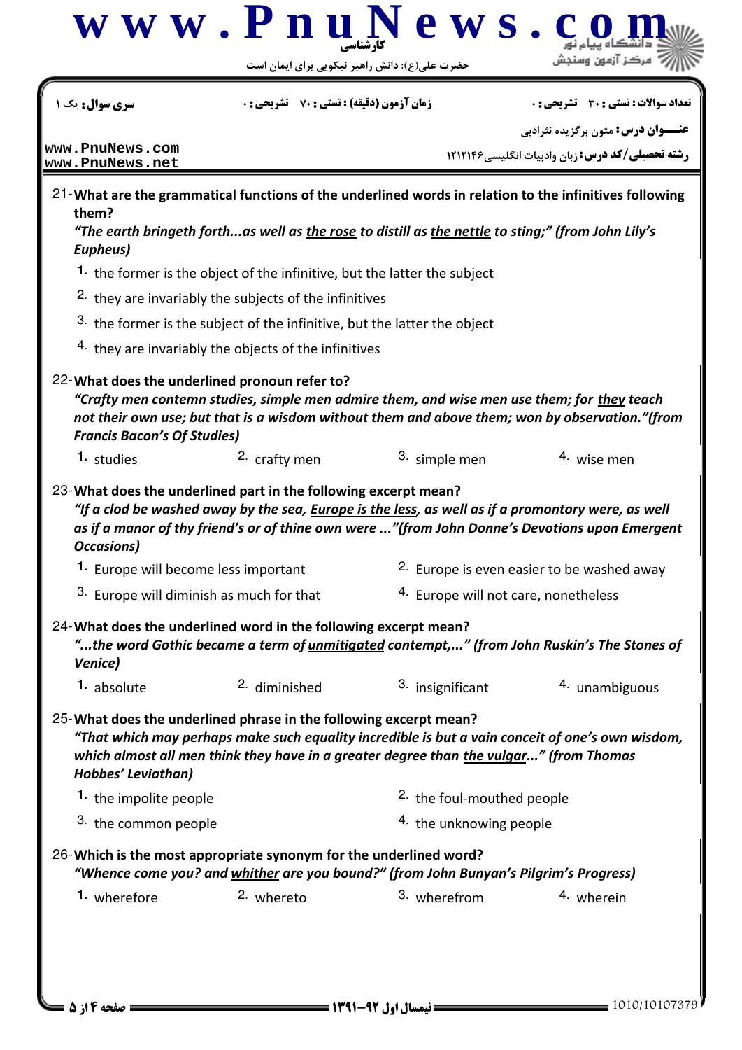21- **What are the grammatical functions of the underlined words in relation to the infinitives following them?**
***"The earth bringeth forth...as well as <u>the rose</u> to distill as <u>the nettle</u> to sting;" (from John Lily's Eupheus)***

1. the former is the object of the infinitive, but the latter the subject
2. they are invariably the subjects of the infinitives
3. the former is the subject of the infinitive, but the latter the object
4. they are invariably the objects of the infinitives

22- **What does the underlined pronoun refer to?**
***"Crafty men contemn studies, simple men admire them, and wise men use them; for <u>they</u> teach not their own use; but that is a wisdom without them and above them; won by observation."(from Francis Bacon's Of Studies)***

1. studies
2. crafty men
3. simple men
4. wise men

23- **What does the underlined part in the following excerpt mean?**
***"If a clod be washed away by the sea, <u>Europe is the less</u>, as well as if a promontory were, as well as if a manor of thy friend's or of thine own were ..."(from John Donne's Devotions upon Emergent Occasions)***

1. Europe will become less important
2. Europe is even easier to be washed away
3. Europe will diminish as much for that
4. Europe will not care, nonetheless

24- **What does the underlined word in the following excerpt mean?**
***"...the word Gothic became a term of <u>unmitigated</u> contempt,..." (from John Ruskin's The Stones of Venice)***

1. absolute
2. diminished
3. insignificant
4. unambiguous

25- **What does the underlined phrase in the following excerpt mean?**
***"That which may perhaps make such equality incredible is but a vain conceit of one's own wisdom, which almost all men think they have in a greater degree than <u>the vulgar</u>..." (from Thomas Hobbes' Leviathan)***

1. the impolite people
2. the foul-mouthed people
3. the common people
4. the unknowing people

26- **Which is the most appropriate synonym for the underlined word?**
***"Whence come you? and <u>whither</u> are you bound?" (from John Bunyan's Pilgrim's Progress)***

1. wherefore
2. whereto
3. wherefrom
4. wherein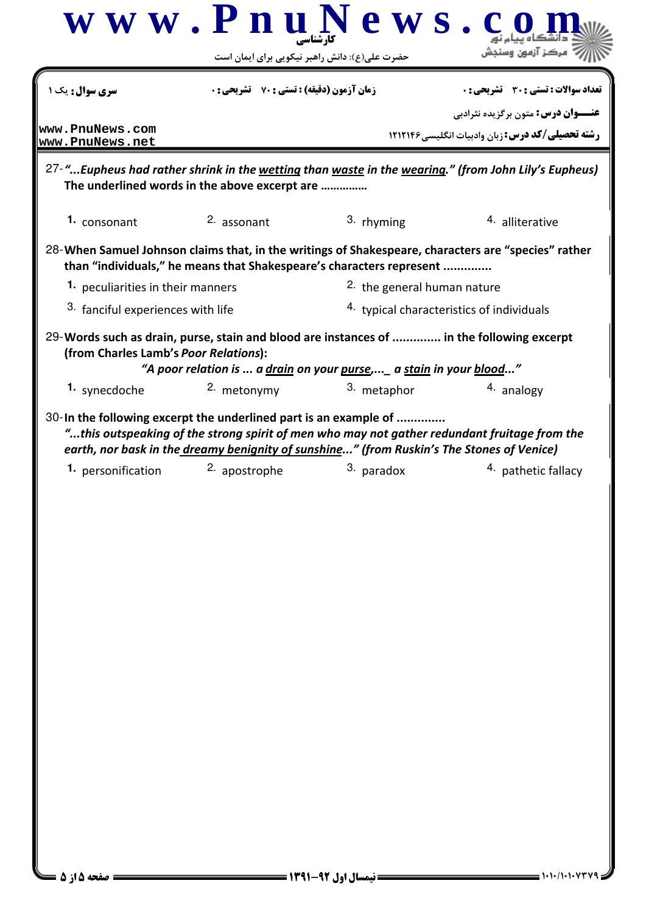27- *"...Eupheus had rather shrink in the <u>wetting</u> than <u>waste</u> in the <u>wearing</u>." (from John Lily's Eupheus)*
**The underlined words in the above excerpt are ..............**

1. consonant
2. assonant
3. rhyming
4. alliterative

28- **When Samuel Johnson claims that, in the writings of Shakespeare, characters are "species" rather than "individuals," he means that Shakespeare's characters represent ..............**

1. peculiarities in their manners
2. the general human nature
3. fanciful experiences with life
4. typical characteristics of individuals

29- **Words such as drain, purse, stain and blood are instances of .............. in the following excerpt (from Charles Lamb's *Poor Relations*):**

*"A poor relation is ... a <u>drain</u> on your <u>purse</u>,..._ a <u>stain</u> in your <u>blood</u>..."*

1. synecdoche
2. metonymy
3. metaphor
4. analogy

30- **In the following excerpt the underlined part is an example of ..............**

*"...this outspeaking of the strong spirit of men who may not gather redundant fruitage from the earth, nor bask in the <u>dreamy benignity of sunshine</u>..." (from Ruskin's The Stones of Venice)*

1. personification
2. apostrophe
3. paradox
4. pathetic fallacy